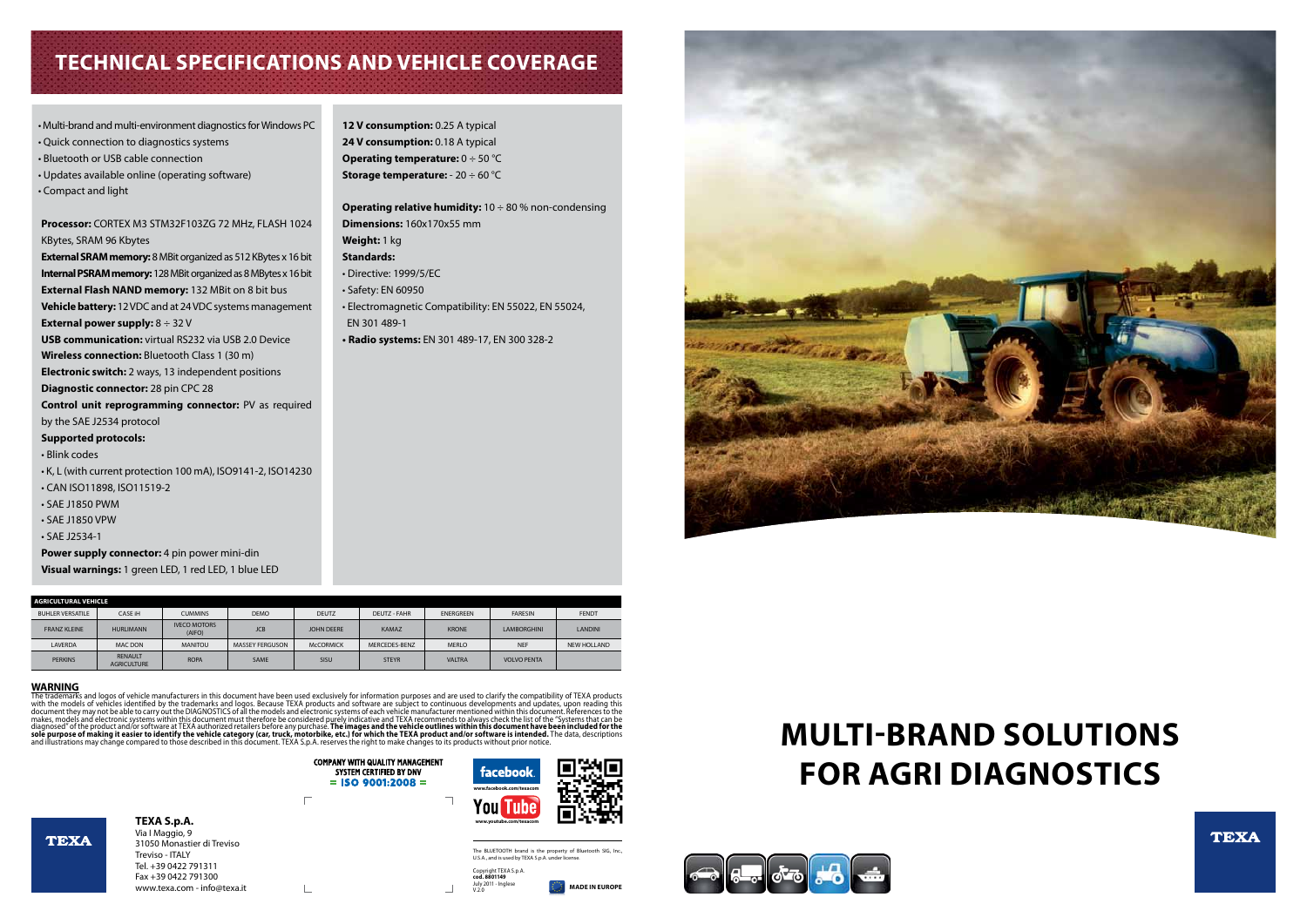# TECHNICAL SPECIFICATIONS AND VEHICLE COVERAGE

- Multi-brand and multi-environment diagnostics for Windows PC
- Quick connection to diagnostics systems
- Bluetooth or USB cable connection
- Updates available online (operating software)
- Compact and light

**Processor:** CORTEX M3 STM32F103ZG 72 MHz, FLASH 1024 KBytes, SRAM 96 Kbytes
**External SRAM memory:** 8 MBit organized as 512 KBytes x 16 bit
**Internal PSRAM memory:** 128 MBit organized as 8 MBytes x 16 bit
**External Flash NAND memory:** 132 MBit on 8 bit bus
**Vehicle battery:** 12 VDC and at 24 VDC systems management
**External power supply:** 8 ÷ 32 V
**USB communication:** virtual RS232 via USB 2.0 Device
**Wireless connection:** Bluetooth Class 1 (30 m)
**Electronic switch:** 2 ways, 13 independent positions
**Diagnostic connector:** 28 pin CPC 28
**Control unit reprogramming connector:** PV as required by the SAE J2534 protocol
**Supported protocols:**

- Blink codes
- K, L (with current protection 100 mA), ISO9141-2, ISO14230
- CAN ISO11898, ISO11519-2
- SAE J1850 PWM
- SAE J1850 VPW
- SAE J2534-1

**Power supply connector:** 4 pin power mini-din
**Visual warnings:** 1 green LED, 1 red LED, 1 blue LED

**12 V consumption:** 0.25 A typical
**24 V consumption:** 0.18 A typical
**Operating temperature:** 0 ÷ 50 °C
**Storage temperature:** - 20 ÷ 60 °C

**Operating relative humidity:** 10 ÷ 80 % non-condensing
**Dimensions:** 160x170x55 mm
**Weight:** 1 kg
**Standards:**

- Directive: 1999/5/EC
- Safety: EN 60950
- Electromagnetic Compatibility: EN 55022, EN 55024, EN 301 489-1
- **Radio systems:** EN 301 489-17, EN 300 328-2

| AGRICULTURAL VEHICLE | | | | | | | | |
|---|---|---|---|---|---|---|---|---|
| BUHLER VERSATILE | CASE IH | CUMMINS | DEMO | DEUTZ | DEUTZ - FAHR | ENERGREEN | FARESIN | FENDT |
| FRANZ KLEINE | HURLIMANN | IVECO MOTORS (AIFO) | JCB | JOHN DEERE | KAMAZ | KRONE | LAMBORGHINI | LANDINI |
| LAVERDA | MAC DON | MANITOU | MASSEY FERGUSON | McCORMICK | MERCEDES-BENZ | MERLO | NEF | NEW HOLLAND |
| PERKINS | RENAULT AGRICULTURE | ROPA | SAME | SISU | STEYR | VALTRA | VOLVO PENTA | |

**WARNING**

The trademarks and logos of vehicle manufacturers in this document have been used exclusively for information purposes and are used to clarify the compatibility of TEXA products with the models of vehicles identified by the trademarks and logos. Because TEXA products and software are subject to continuous developments and updates, upon reading this document they may not be able to carry out the DIAGNOSTICS of all the models and electronic systems of each vehicle manufacturer mentioned within this document. References to the makes, models and electronic systems within this document must therefore be considered purely indicative and TEXA recommends to always check the list of the "Systems that can be diagnosed" of the product and/or software at TEXA authorized retailers before any purchase. **The images and the vehicle outlines within this document have been included for the sole purpose of making it easier to identify the vehicle category (car, truck, motorbike, etc.) for which the TEXA product and/or software is intended.** The data, descriptions and illustrations may change compared to those described in this document. TEXA S.p.A. reserves the right to make changes to its products without prior notice.

COMPANY WITH QUALITY MANAGEMENT SYSTEM CERTIFIED BY DNV
= ISO 9001:2008 =

www.facebook.com/texacom
www.youtube.com/texacom

**TEXA S.p.A.**
Via I Maggio, 9
31050 Monastier di Treviso
Treviso - ITALY
Tel. +39 0422 791311
Fax +39 0422 791300
www.texa.com - info@texa.it

The BLUETOOTH brand is the property of Bluetooth SIG, Inc., U.S.A., and is used by TEXA S.p.A. under license.

Copyright TEXA S.p.A.
cod. 8801149
July 2011 - Inglese
V.2.0

MADE IN EUROPE

# MULTI-BRAND SOLUTIONS FOR AGRI DIAGNOSTICS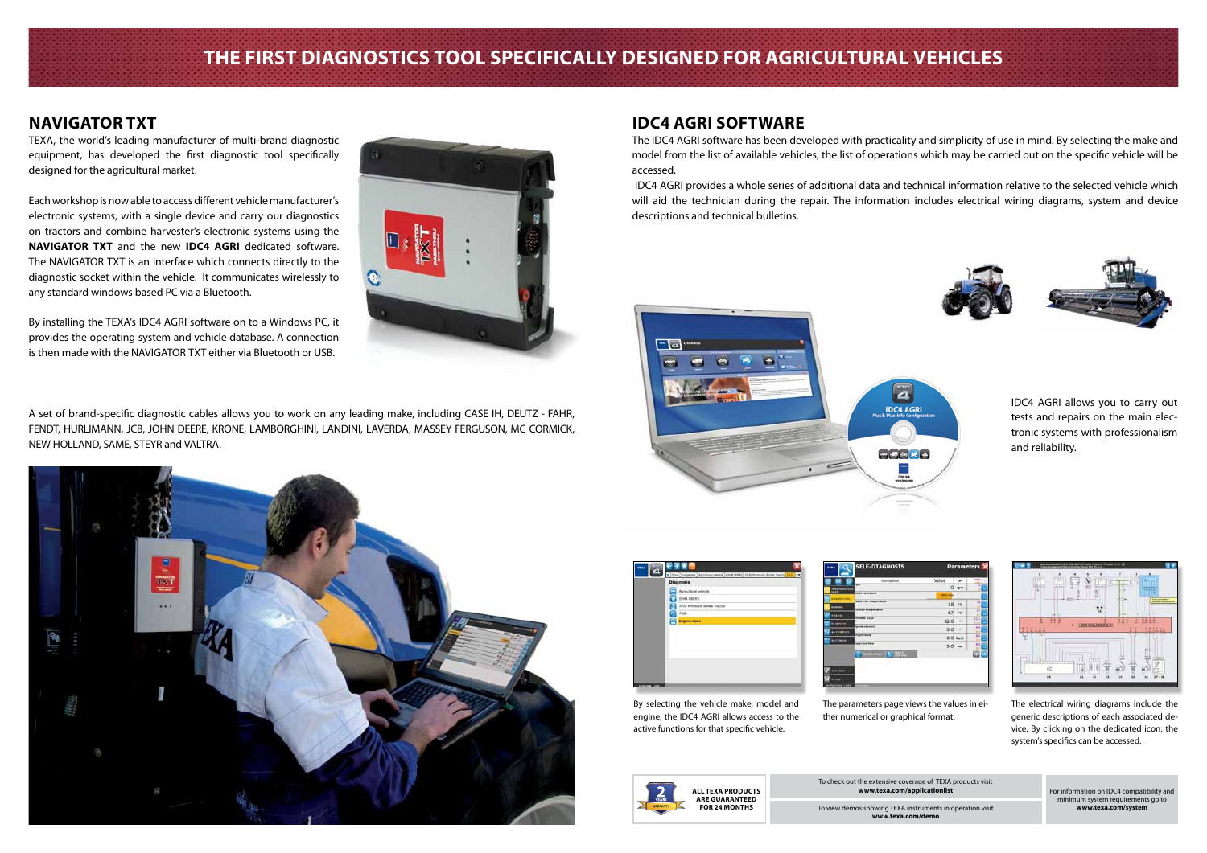# THE FIRST DIAGNOSTICS TOOL SPECIFICALLY DESIGNED FOR AGRICULTURAL VEHICLES

## NAVIGATOR TXT

TEXA, the world's leading manufacturer of multi-brand diagnostic equipment, has developed the first diagnostic tool specifically designed for the agricultural market.

Each workshop is now able to access different vehicle manufacturer's electronic systems, with a single device and carry our diagnostics on tractors and combine harvester's electronic systems using the **NAVIGATOR TXT** and the new **IDC4 AGRI** dedicated software. The NAVIGATOR TXT is an interface which connects directly to the diagnostic socket within the vehicle. It communicates wirelessly to any standard windows based PC via a Bluetooth.

By installing the TEXA's IDC4 AGRI software on to a Windows PC, it provides the operating system and vehicle database. A connection is then made with the NAVIGATOR TXT either via Bluetooth or USB.

A set of brand-specific diagnostic cables allows you to work on any leading make, including CASE IH, DEUTZ - FAHR, FENDT, HURLIMANN, JCB, JOHN DEERE, KRONE, LAMBORGHINI, LANDINI, LAVERDA, MASSEY FERGUSON, MC CORMICK, NEW HOLLAND, SAME, STEYR and VALTRA.

## IDC4 AGRI SOFTWARE

The IDC4 AGRI software has been developed with practicality and simplicity of use in mind. By selecting the make and model from the list of available vehicles; the list of operations which may be carried out on the specific vehicle will be accessed.

IDC4 AGRI provides a whole series of additional data and technical information relative to the selected vehicle which will aid the technician during the repair. The information includes electrical wiring diagrams, system and device descriptions and technical bulletins.

IDC4 AGRI allows you to carry out tests and repairs on the main electronic systems with professionalism and reliability.

By selecting the vehicle make, model and engine; the IDC4 AGRI allows access to the active functions for that specific vehicle.

The parameters page views the values in either numerical or graphical format.

The electrical wiring diagrams include the generic descriptions of each associated device. By clicking on the dedicated icon; the system's specifics can be accessed.

**ALL TEXA PRODUCTS ARE GUARANTEED FOR 24 MONTHS**

To check out the extensive coverage of TEXA products visit **www.texa.com/applicationlist**

To view demos showing TEXA instruments in operation visit **www.texa.com/demo**

For information on IDC4 compatibility and minimum system requirements go to **www.texa.com/system**